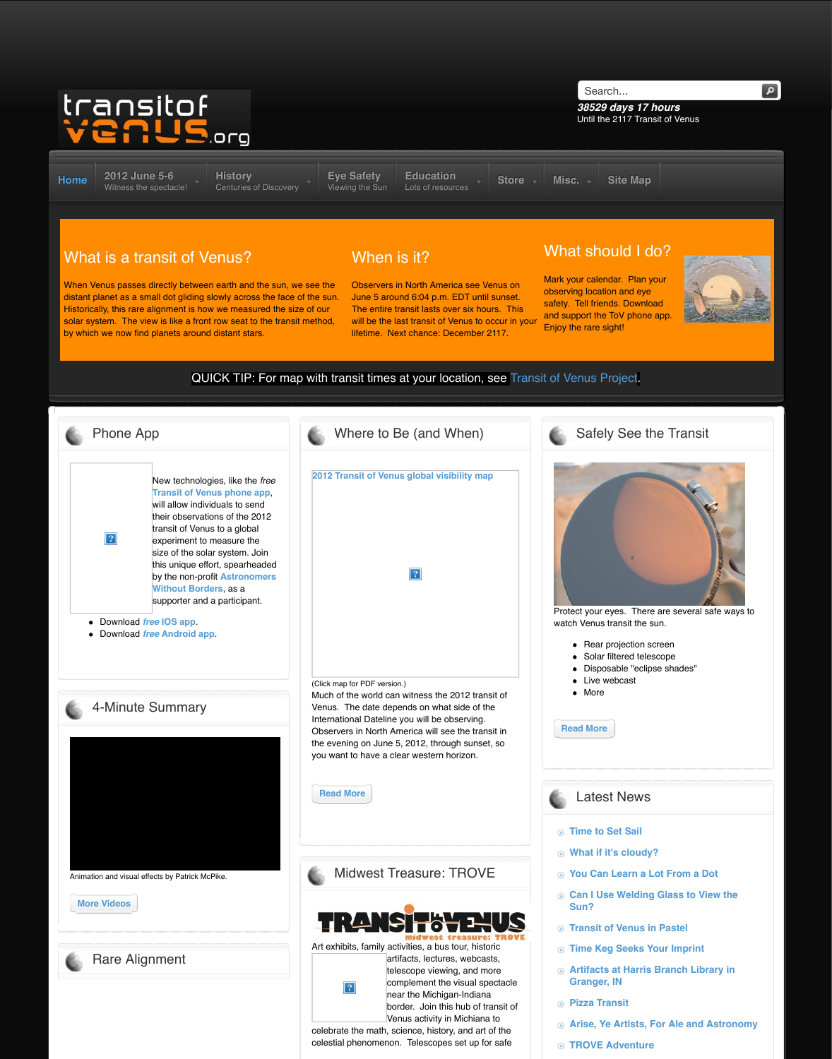transitofvenus.org

Search...

*38529 days 17 hours*
Until the 2117 Transit of Venus

Home | 2012 June 5-6 (Witness the spectacle!) | History (Centuries of Discovery) | Eye Safety (Viewing the Sun) | Education (Lots of resources) | Store | Misc. | Site Map

## What is a transit of Venus?

When Venus passes directly between earth and the sun, we see the distant planet as a small dot gliding slowly across the face of the sun. Historically, this rare alignment is how we measured the size of our solar system. The view is like a front row seat to the transit method, by which we now find planets around distant stars.

## When is it?

Observers in North America see Venus on June 5 around 6:04 p.m. EDT until sunset. The entire transit lasts over six hours. This will be the last transit of Venus to occur in your lifetime. Next chance: December 2117.

## What should I do?

Mark your calendar. Plan your observing location and eye safety. Tell friends. Download and support the ToV phone app. Enjoy the rare sight!

QUICK TIP: For map with transit times at your location, see Transit of Venus Project.

## Phone App

New technologies, like the *free* Transit of Venus phone app, will allow individuals to send their observations of the 2012 transit of Venus to a global experiment to measure the size of the solar system. Join this unique effort, spearheaded by the non-profit Astronomers Without Borders, as a supporter and a participant.

- Download *free* IOS app.
- Download *free* Android app.

## 4-Minute Summary

Animation and visual effects by Patrick McPike.

More Videos

## Rare Alignment

## Where to Be (and When)

2012 Transit of Venus global visibility map

(Click map for PDF version.)

Much of the world can witness the 2012 transit of Venus. The date depends on what side of the International Dateline you will be observing. Observers in North America will see the transit in the evening on June 5, 2012, through sunset, so you want to have a clear western horizon.

Read More

## Midwest Treasure: TROVE

TRANSIT of VENUS
midwest treasure: TROVE

Art exhibits, family activities, a bus tour, historic artifacts, lectures, webcasts, telescope viewing, and more complement the visual spectacle near the Michigan-Indiana border. Join this hub of transit of Venus activity in Michiana to celebrate the math, science, history, and art of the celestial phenomenon. Telescopes set up for safe

## Safely See the Transit

Protect your eyes. There are several safe ways to watch Venus transit the sun.

- Rear projection screen
- Solar filtered telescope
- Disposable "eclipse shades"
- Live webcast
- More

Read More

## Latest News

- Time to Set Sail
- What if it's cloudy?
- You Can Learn a Lot From a Dot
- Can I Use Welding Glass to View the Sun?
- Transit of Venus in Pastel
- Time Keg Seeks Your Imprint
- Artifacts at Harris Branch Library in Granger, IN
- Pizza Transit
- Arise, Ye Artists, For Ale and Astronomy
- TROVE Adventure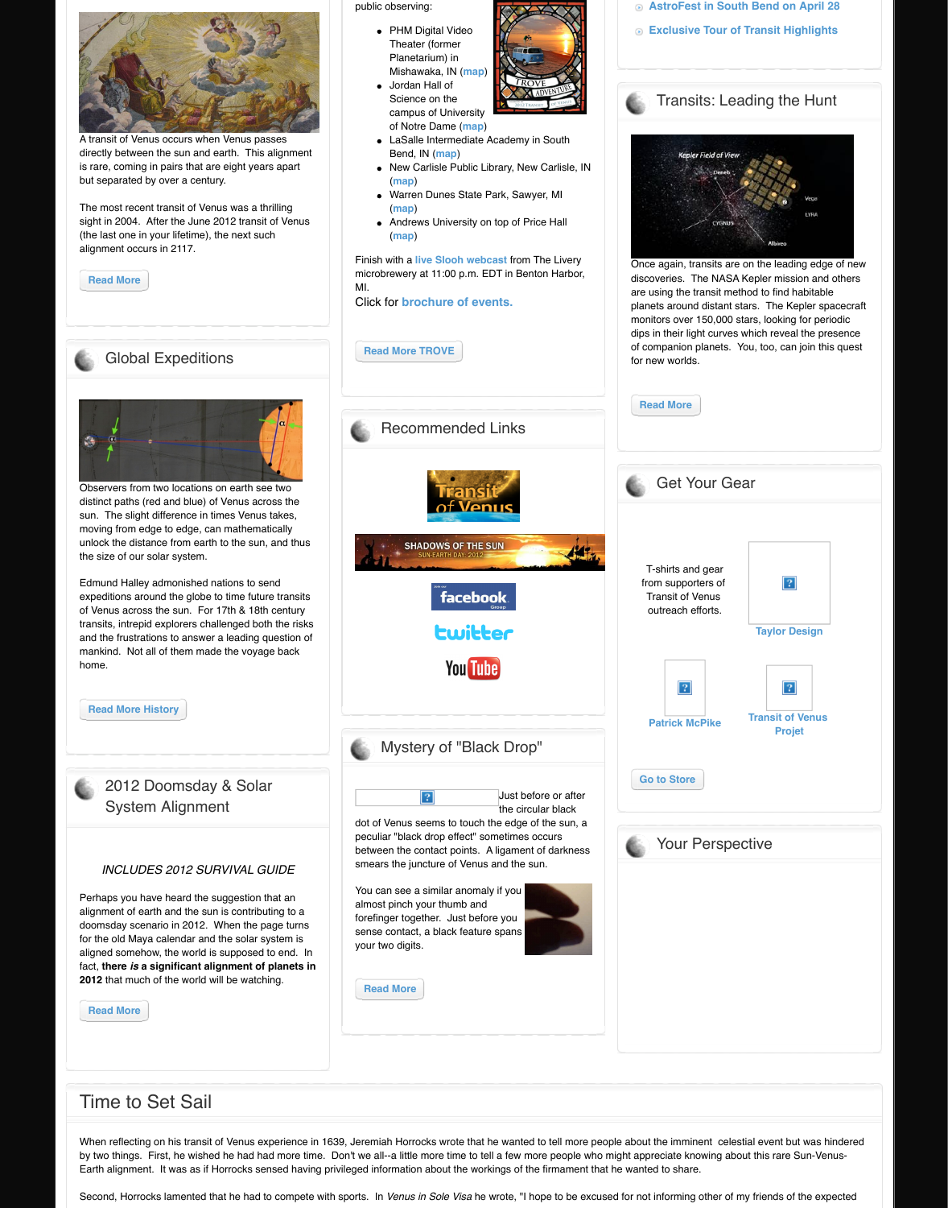A transit of Venus occurs when Venus passes directly between the sun and earth. This alignment is rare, coming in pairs that are eight years apart but separated by over a century.

The most recent transit of Venus was a thrilling sight in 2004. After the June 2012 transit of Venus (the last one in your lifetime), the next such alignment occurs in 2117.

Read More

## Global Expeditions

Observers from two locations on earth see two distinct paths (red and blue) of Venus across the sun. The slight difference in times Venus takes, moving from edge to edge, can mathematically unlock the distance from earth to the sun, and thus the size of our solar system.

Edmund Halley admonished nations to send expeditions around the globe to time future transits of Venus across the sun. For 17th & 18th century transits, intrepid explorers challenged both the risks and the frustrations to answer a leading question of mankind. Not all of them made the voyage back home.

Read More History

## 2012 Doomsday & Solar System Alignment

*INCLUDES 2012 SURVIVAL GUIDE*

Perhaps you have heard the suggestion that an alignment of earth and the sun is contributing to a doomsday scenario in 2012. When the page turns for the old Maya calendar and the solar system is aligned somehow, the world is supposed to end. In fact, **there *is* a significant alignment of planets in 2012** that much of the world will be watching.

Read More

public observing:

- PHM Digital Video Theater (former Planetarium) in Mishawaka, IN (map)
- Jordan Hall of Science on the campus of University of Notre Dame (map)
- LaSalle Intermediate Academy in South Bend, IN (map)
- New Carlisle Public Library, New Carlisle, IN (map)
- Warren Dunes State Park, Sawyer, MI (map)
- Andrews University on top of Price Hall (map)

Finish with a live Slooh webcast from The Livery microbrewery at 11:00 p.m. EDT in Benton Harbor, MI.

Click for **brochure of events.**

Read More TROVE

## Recommended Links

## Mystery of "Black Drop"

Just before or after the circular black dot of Venus seems to touch the edge of the sun, a peculiar "black drop effect" sometimes occurs between the contact points. A ligament of darkness smears the juncture of Venus and the sun.

You can see a similar anomaly if you almost pinch your thumb and forefinger together. Just before you sense contact, a black feature spans your two digits.

Read More

- AstroFest in South Bend on April 28
- Exclusive Tour of Transit Highlights

## Transits: Leading the Hunt

Once again, transits are on the leading edge of new discoveries. The NASA Kepler mission and others are using the transit method to find habitable planets around distant stars. The Kepler spacecraft monitors over 150,000 stars, looking for periodic dips in their light curves which reveal the presence of companion planets. You, too, can join this quest for new worlds.

Read More

## Get Your Gear

T-shirts and gear from supporters of Transit of Venus outreach efforts.

Taylor Design

Patrick McPike

Transit of Venus Projet

Go to Store

## Your Perspective

## Time to Set Sail

When reflecting on his transit of Venus experience in 1639, Jeremiah Horrocks wrote that he wanted to tell more people about the imminent celestial event but was hindered by two things. First, he wished he had had more time. Don't we all--a little more time to tell a few more people who might appreciate knowing about this rare Sun-Venus-Earth alignment. It was as if Horrocks sensed having privileged information about the workings of the firmament that he wanted to share.

Second, Horrocks lamented that he had to compete with sports. In *Venus in Sole Visa* he wrote, "I hope to be excused for not informing other of my friends of the expected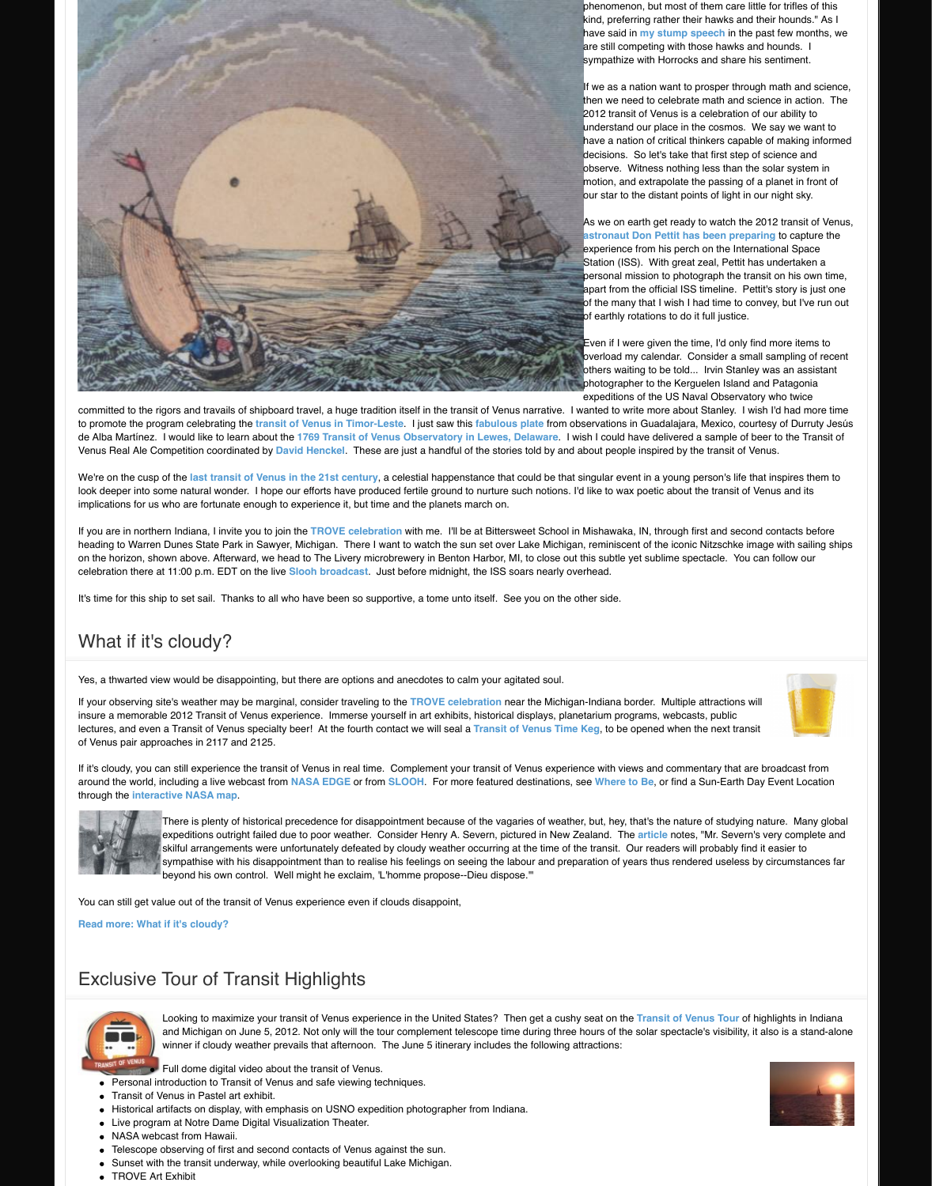phenomenon, but most of them care little for trifles of this kind, preferring rather their hawks and their hounds." As I have said in **my stump speech** in the past few months, we are still competing with those hawks and hounds. I sympathize with Horrocks and share his sentiment.

If we as a nation want to prosper through math and science, then we need to celebrate math and science in action. The 2012 transit of Venus is a celebration of our ability to understand our place in the cosmos. We say we want to have a nation of critical thinkers capable of making informed decisions. So let's take that first step of science and observe. Witness nothing less than the solar system in motion, and extrapolate the passing of a planet in front of our star to the distant points of light in our night sky.

As we on earth get ready to watch the 2012 transit of Venus, **astronaut Don Pettit has been preparing** to capture the experience from his perch on the International Space Station (ISS). With great zeal, Pettit has undertaken a personal mission to photograph the transit on his own time, apart from the official ISS timeline. Pettit's story is just one of the many that I wish I had time to convey, but I've run out of earthly rotations to do it full justice.

Even if I were given the time, I'd only find more items to overload my calendar. Consider a small sampling of recent others waiting to be told... Irvin Stanley was an assistant photographer to the Kerguelen Island and Patagonia expeditions of the US Naval Observatory who twice committed to the rigors and travails of shipboard travel, a huge tradition itself in the transit of Venus narrative. I wanted to write more about Stanley. I wish I'd had more time to promote the program celebrating the **transit of Venus in Timor-Leste**. I just saw this **fabulous plate** from observations in Guadalajara, Mexico, courtesy of Durruty Jesús de Alba Martínez. I would like to learn about the **1769 Transit of Venus Observatory in Lewes, Delaware**. I wish I could have delivered a sample of beer to the Transit of Venus Real Ale Competition coordinated by **David Henckel**. These are just a handful of the stories told by and about people inspired by the transit of Venus.

We're on the cusp of the **last transit of Venus in the 21st century**, a celestial happenstance that could be that singular event in a young person's life that inspires them to look deeper into some natural wonder. I hope our efforts have produced fertile ground to nurture such notions. I'd like to wax poetic about the transit of Venus and its implications for us who are fortunate enough to experience it, but time and the planets march on.

If you are in northern Indiana, I invite you to join the **TROVE celebration** with me. I'll be at Bittersweet School in Mishawaka, IN, through first and second contacts before heading to Warren Dunes State Park in Sawyer, Michigan. There I want to watch the sun set over Lake Michigan, reminiscent of the iconic Nitzschke image with sailing ships on the horizon, shown above. Afterward, we head to The Livery microbrewery in Benton Harbor, MI, to close out this subtle yet sublime spectacle. You can follow our celebration there at 11:00 p.m. EDT on the live **Slooh broadcast**. Just before midnight, the ISS soars nearly overhead.

It's time for this ship to set sail. Thanks to all who have been so supportive, a tome unto itself. See you on the other side.

## What if it's cloudy?

Yes, a thwarted view would be disappointing, but there are options and anecdotes to calm your agitated soul.

If your observing site's weather may be marginal, consider traveling to the **TROVE celebration** near the Michigan-Indiana border. Multiple attractions will insure a memorable 2012 Transit of Venus experience. Immerse yourself in art exhibits, historical displays, planetarium programs, webcasts, public lectures, and even a Transit of Venus specialty beer! At the fourth contact we will seal a **Transit of Venus Time Keg**, to be opened when the next transit of Venus pair approaches in 2117 and 2125.

If it's cloudy, you can still experience the transit of Venus in real time. Complement your transit of Venus experience with views and commentary that are broadcast from around the world, including a live webcast from **NASA EDGE** or from **SLOOH**. For more featured destinations, see **Where to Be**, or find a Sun-Earth Day Event Location through the **interactive NASA map**.

There is plenty of historical precedence for disappointment because of the vagaries of weather, but, hey, that's the nature of studying nature. Many global expeditions outright failed due to poor weather. Consider Henry A. Severn, pictured in New Zealand. The **article** notes, "Mr. Severn's very complete and skilful arrangements were unfortunately defeated by cloudy weather occurring at the time of the transit. Our readers will probably find it easier to sympathise with his disappointment than to realise his feelings on seeing the labour and preparation of years thus rendered useless by circumstances far beyond his own control. Well might he exclaim, 'L'homme propose--Dieu dispose.'"

You can still get value out of the transit of Venus experience even if clouds disappoint,

**Read more: What if it's cloudy?**

## Exclusive Tour of Transit Highlights

Looking to maximize your transit of Venus experience in the United States? Then get a cushy seat on the **Transit of Venus Tour** of highlights in Indiana and Michigan on June 5, 2012. Not only will the tour complement telescope time during three hours of the solar spectacle's visibility, it also is a stand-alone winner if cloudy weather prevails that afternoon. The June 5 itinerary includes the following attractions:

- Full dome digital video about the transit of Venus.
- Personal introduction to Transit of Venus and safe viewing techniques.
- Transit of Venus in Pastel art exhibit.
- Historical artifacts on display, with emphasis on USNO expedition photographer from Indiana.
- Live program at Notre Dame Digital Visualization Theater.
- NASA webcast from Hawaii.
- Telescope observing of first and second contacts of Venus against the sun.
- Sunset with the transit underway, while overlooking beautiful Lake Michigan.
- TROVE Art Exhibit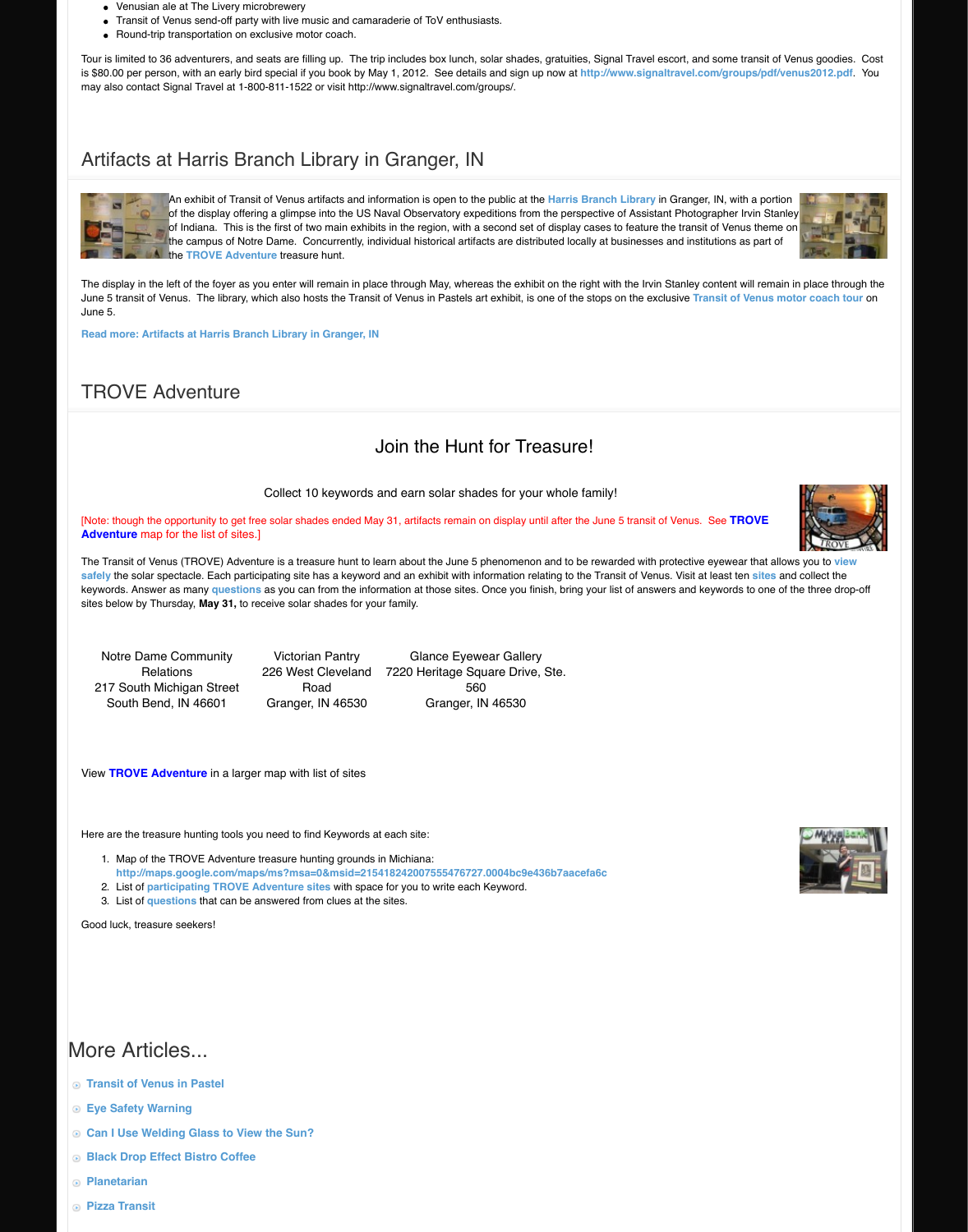- Venusian ale at The Livery microbrewery
- Transit of Venus send-off party with live music and camaraderie of ToV enthusiasts.
- Round-trip transportation on exclusive motor coach.

Tour is limited to 36 adventurers, and seats are filling up. The trip includes box lunch, solar shades, gratuities, Signal Travel escort, and some transit of Venus goodies. Cost is $80.00 per person, with an early bird special if you book by May 1, 2012. See details and sign up now at http://www.signaltravel.com/groups/pdf/venus2012.pdf. You may also contact Signal Travel at 1-800-811-1522 or visit http://www.signaltravel.com/groups/.

## Artifacts at Harris Branch Library in Granger, IN

An exhibit of Transit of Venus artifacts and information is open to the public at the Harris Branch Library in Granger, IN, with a portion of the display offering a glimpse into the US Naval Observatory expeditions from the perspective of Assistant Photographer Irvin Stanley of Indiana. This is the first of two main exhibits in the region, with a second set of display cases to feature the transit of Venus theme on the campus of Notre Dame. Concurrently, individual historical artifacts are distributed locally at businesses and institutions as part of the TROVE Adventure treasure hunt.

The display in the left of the foyer as you enter will remain in place through May, whereas the exhibit on the right with the Irvin Stanley content will remain in place through the June 5 transit of Venus. The library, which also hosts the Transit of Venus in Pastels art exhibit, is one of the stops on the exclusive Transit of Venus motor coach tour on June 5.

**Read more: Artifacts at Harris Branch Library in Granger, IN**

## TROVE Adventure

### Join the Hunt for Treasure!

Collect 10 keywords and earn solar shades for your whole family!

[Note: though the opportunity to get free solar shades ended May 31, artifacts remain on display until after the June 5 transit of Venus. See **TROVE Adventure** map for the list of sites.]

The Transit of Venus (TROVE) Adventure is a treasure hunt to learn about the June 5 phenomenon and to be rewarded with protective eyewear that allows you to view safely the solar spectacle. Each participating site has a keyword and an exhibit with information relating to the Transit of Venus. Visit at least ten sites and collect the keywords. Answer as many questions as you can from the information at those sites. Once you finish, bring your list of answers and keywords to one of the three drop-off sites below by Thursday, **May 31,** to receive solar shades for your family.

| Notre Dame Community Relations<br>217 South Michigan Street<br>South Bend, IN 46601 | Victorian Pantry<br>226 West Cleveland Road<br>Granger, IN 46530 | Glance Eyewear Gallery<br>7220 Heritage Square Drive, Ste. 560<br>Granger, IN 46530 |
|---|---|---|

View **TROVE Adventure** in a larger map with list of sites

Here are the treasure hunting tools you need to find Keywords at each site:

1. Map of the TROVE Adventure treasure hunting grounds in Michiana: http://maps.google.com/maps/ms?msa=0&msid=215418242007555476727.0004bc9e436b7aacefa6c
2. List of participating TROVE Adventure sites with space for you to write each Keyword.
3. List of questions that can be answered from clues at the sites.

Good luck, treasure seekers!

## More Articles...

- Transit of Venus in Pastel
- Eye Safety Warning
- Can I Use Welding Glass to View the Sun?
- Black Drop Effect Bistro Coffee
- Planetarian
- Pizza Transit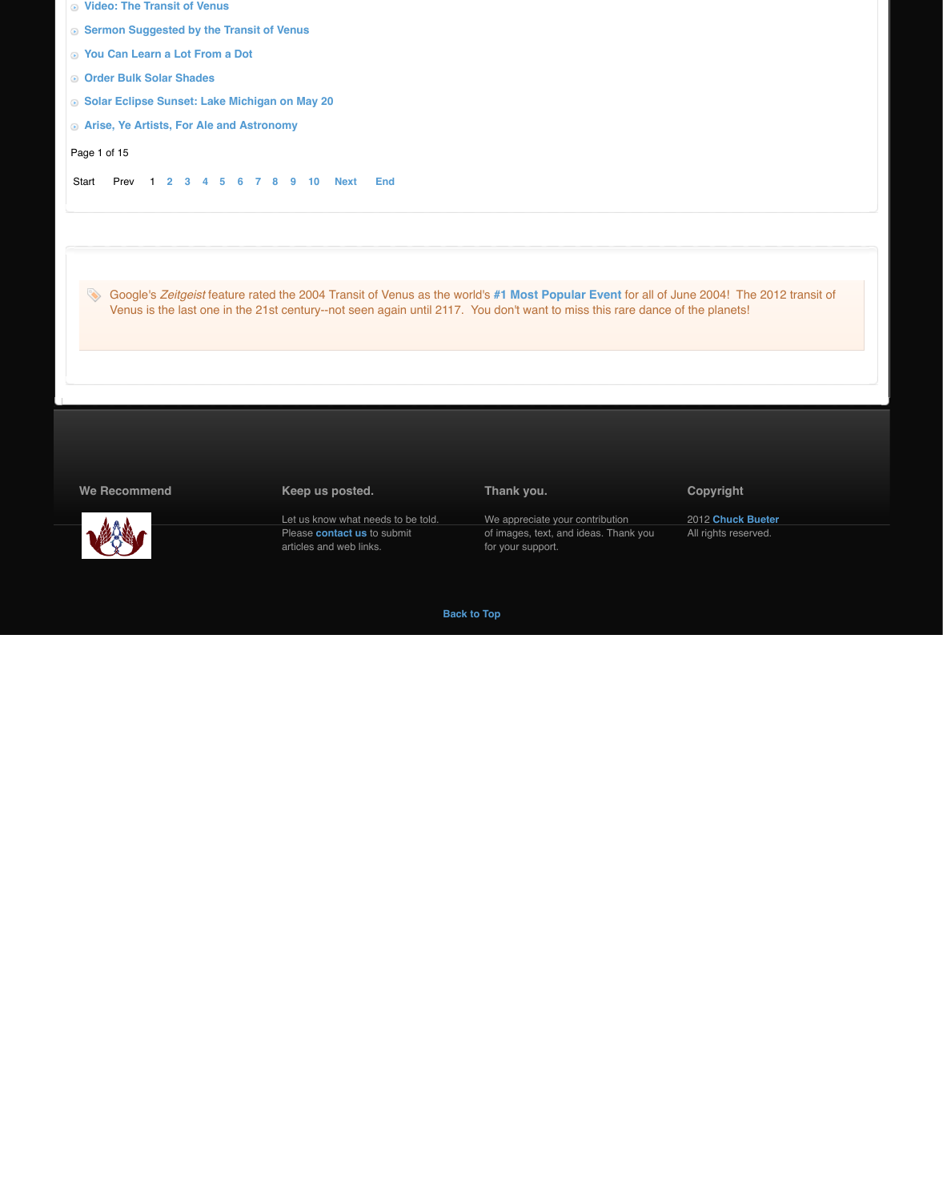- Video: The Transit of Venus
- Sermon Suggested by the Transit of Venus
- You Can Learn a Lot From a Dot
- Order Bulk Solar Shades
- Solar Eclipse Sunset: Lake Michigan on May 20
- Arise, Ye Artists, For Ale and Astronomy

Page 1 of 15

Start Prev 1 2 3 4 5 6 7 8 9 10 Next End

Google's *Zeitgeist* feature rated the 2004 Transit of Venus as the world's **#1 Most Popular Event** for all of June 2004! The 2012 transit of Venus is the last one in the 21st century--not seen again until 2117. You don't want to miss this rare dance of the planets!

### We Recommend

### Keep us posted.

Let us know what needs to be told. Please **contact us** to submit articles and web links.

### Thank you.

We appreciate your contribution of images, text, and ideas. Thank you for your support.

### Copyright

2012 **Chuck Bueter**
All rights reserved.

Back to Top